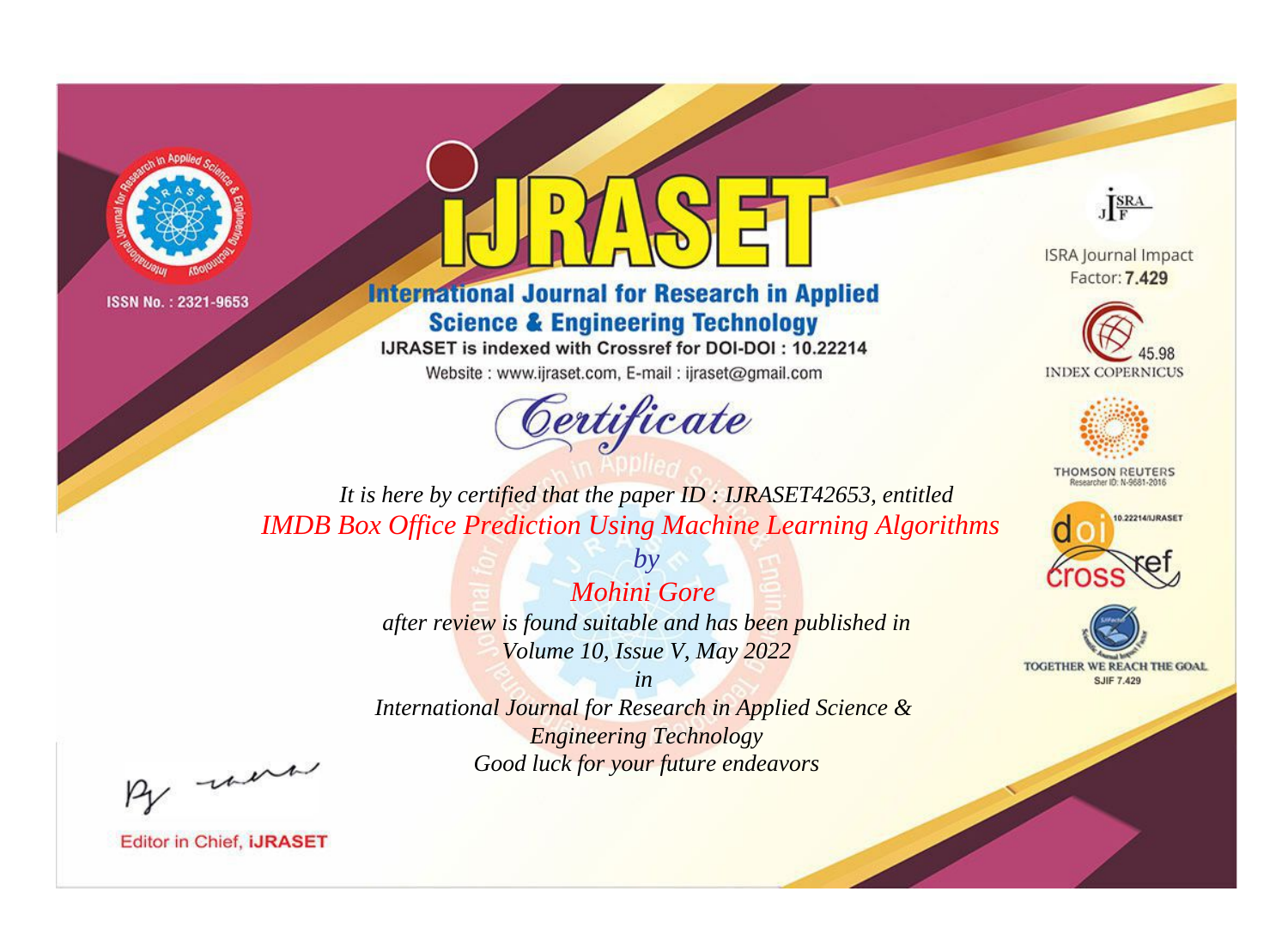ISSN No. : 2321-9653

# IJRASET

## International Journal for Research in Applied Science & Engineering Technology

IJRASET is indexed with Crossref for DOI-DOI : 10.22214

Website : www.ijraset.com, E-mail : ijraset@gmail.com

ISRA Journal Impact Factor: **7.429**

45.98 INDEX COPERNICUS

THOMSON REUTERS Researcher ID: N-9681-2016

10.22214/IJRASET

TOGETHER WE REACH THE GOAL SJIF 7.429

# *Certificate*

*It is here by certified that the paper ID : IJRASET42653, entitled*

*IMDB Box Office Prediction Using Machine Learning Algorithms*

*by*

*Mohini Gore*

*after review is found suitable and has been published in*

*Volume 10, Issue V, May 2022*

*in*

*International Journal for Research in Applied Science & Engineering Technology*

*Good luck for your future endeavors*

Editor in Chief, **iJRASET**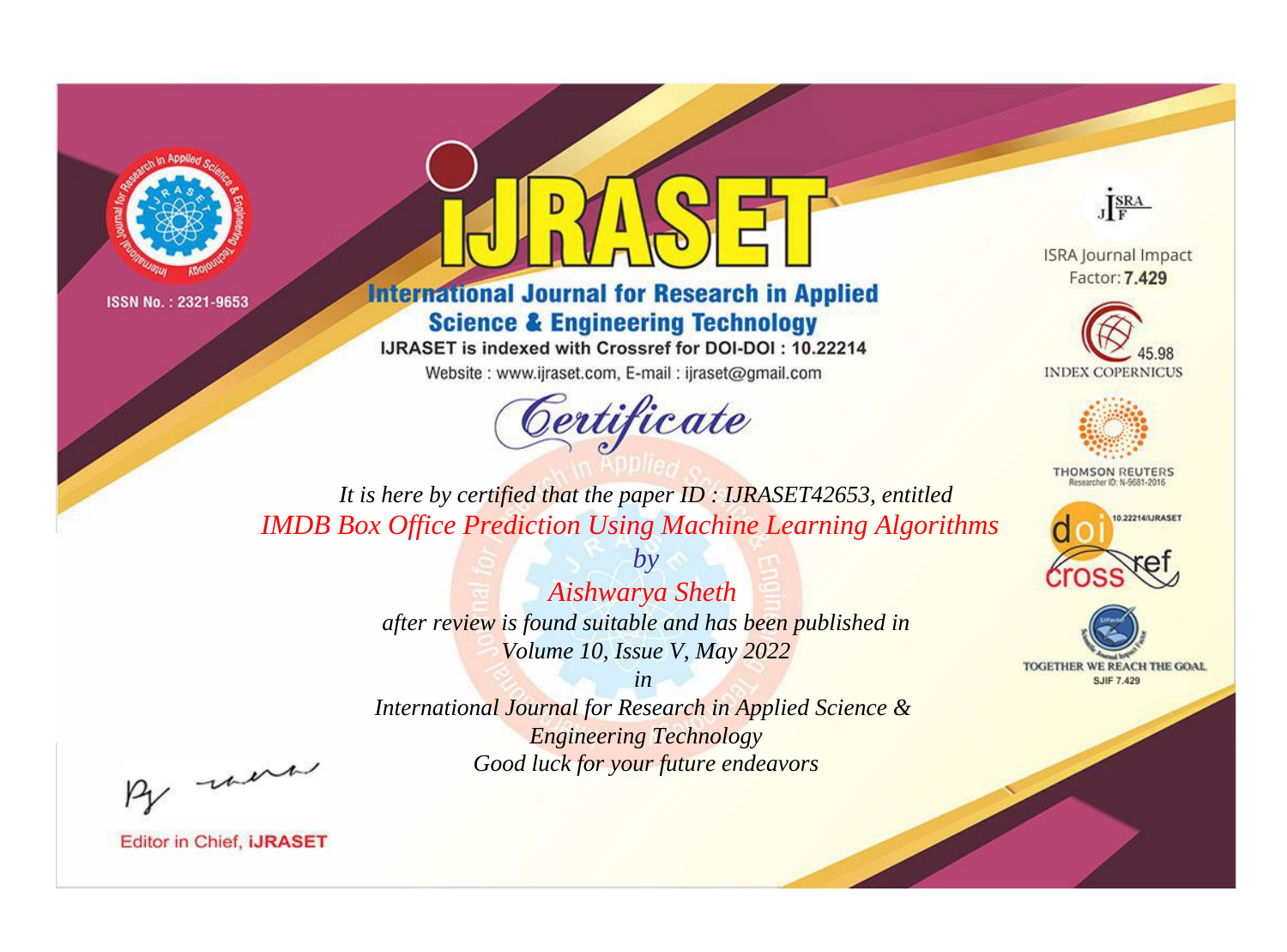ISSN No. : 2321-9653

# iJRASET

## International Journal for Research in Applied Science & Engineering Technology

IJRASET is indexed with Crossref for DOI-DOI : 10.22214

Website : www.ijraset.com, E-mail : ijraset@gmail.com

# Certificate

*It is here by certified that the paper ID : IJRASET42653, entitled*

*IMDB Box Office Prediction Using Machine Learning Algorithms*

*by*

*Aishwarya Sheth*

*after review is found suitable and has been published in*

*Volume 10, Issue V, May 2022*

*in*

*International Journal for Research in Applied Science & Engineering Technology*

*Good luck for your future endeavors*

ISRA Journal Impact Factor: **7.429**

45.98 INDEX COPERNICUS

THOMSON REUTERS Researcher ID: N-9681-2016

10.22214/IJRASET

TOGETHER WE REACH THE GOAL SJIF 7.429

Editor in Chief, **iJRASET**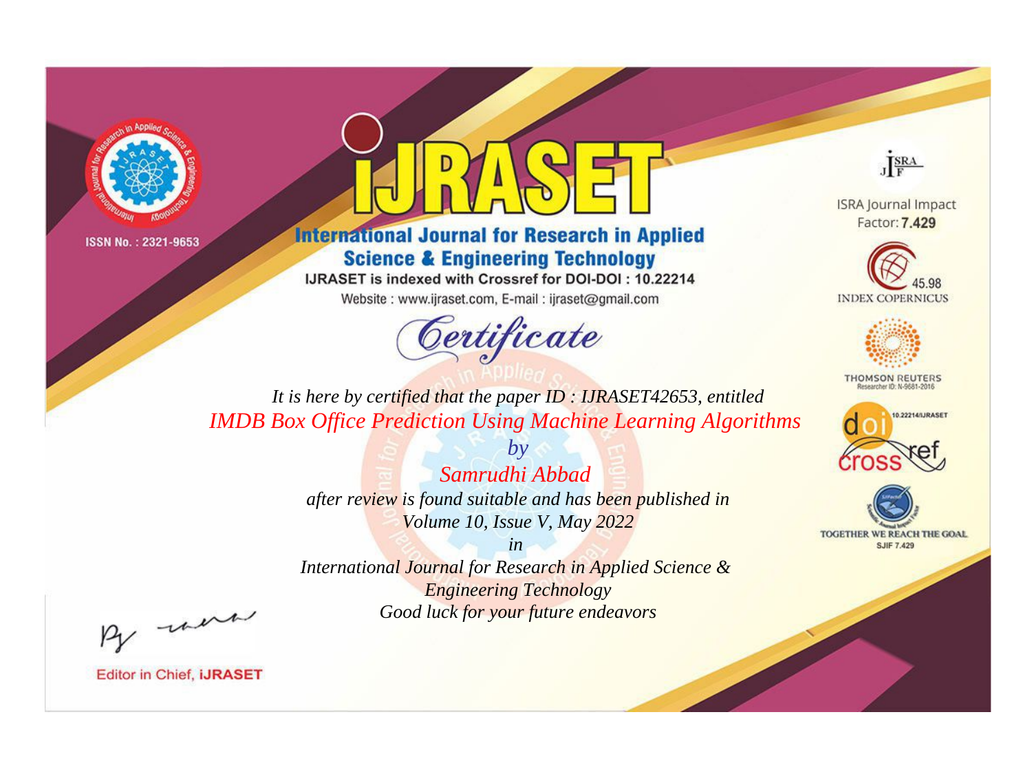ISSN No. : 2321-9653

# iJRASET

## International Journal for Research in Applied Science & Engineering Technology

IJRASET is indexed with Crossref for DOI-DOI : 10.22214

Website : www.ijraset.com, E-mail : ijraset@gmail.com

ISRA Journal Impact Factor: **7.429**

45.98 INDEX COPERNICUS

THOMSON REUTERS Researcher ID: N-9681-2016

10.22214/IJRASET

TOGETHER WE REACH THE GOAL SJIF 7.429

# *Certificate*

*It is here by certified that the paper ID : IJRASET42653, entitled*

*IMDB Box Office Prediction Using Machine Learning Algorithms*

*by*

*Samrudhi Abbad*

*after review is found suitable and has been published in*

*Volume 10, Issue V, May 2022*

*in*

*International Journal for Research in Applied Science & Engineering Technology*

*Good luck for your future endeavors*

Editor in Chief, **iJRASET**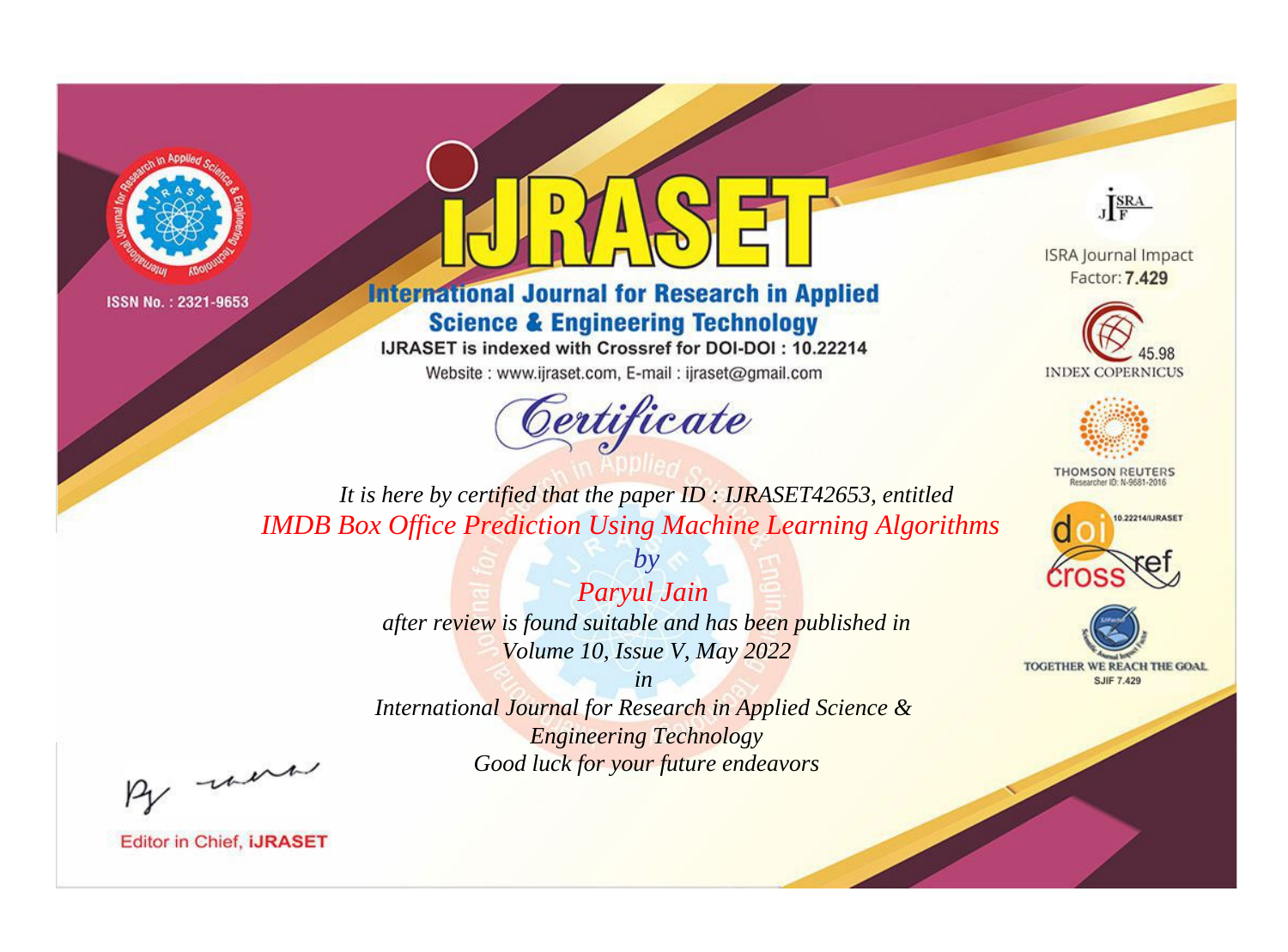ISSN No. : 2321-9653

# IJRASET

## International Journal for Research in Applied Science & Engineering Technology

IJRASET is indexed with Crossref for DOI-DOI : 10.22214

Website : www.ijraset.com, E-mail : ijraset@gmail.com

ISRA Journal Impact Factor: **7.429**

45.98 INDEX COPERNICUS

THOMSON REUTERS Researcher ID: N-9681-2016

10.22214/IJRASET

TOGETHER WE REACH THE GOAL SJIF 7.429

*Certificate*

*It is here by certified that the paper ID : IJRASET42653, entitled*

*IMDB Box Office Prediction Using Machine Learning Algorithms*

*by*

*Paryul Jain*

*after review is found suitable and has been published in*

*Volume 10, Issue V, May 2022*

*in*

*International Journal for Research in Applied Science & Engineering Technology*

*Good luck for your future endeavors*

Editor in Chief, **IJRASET**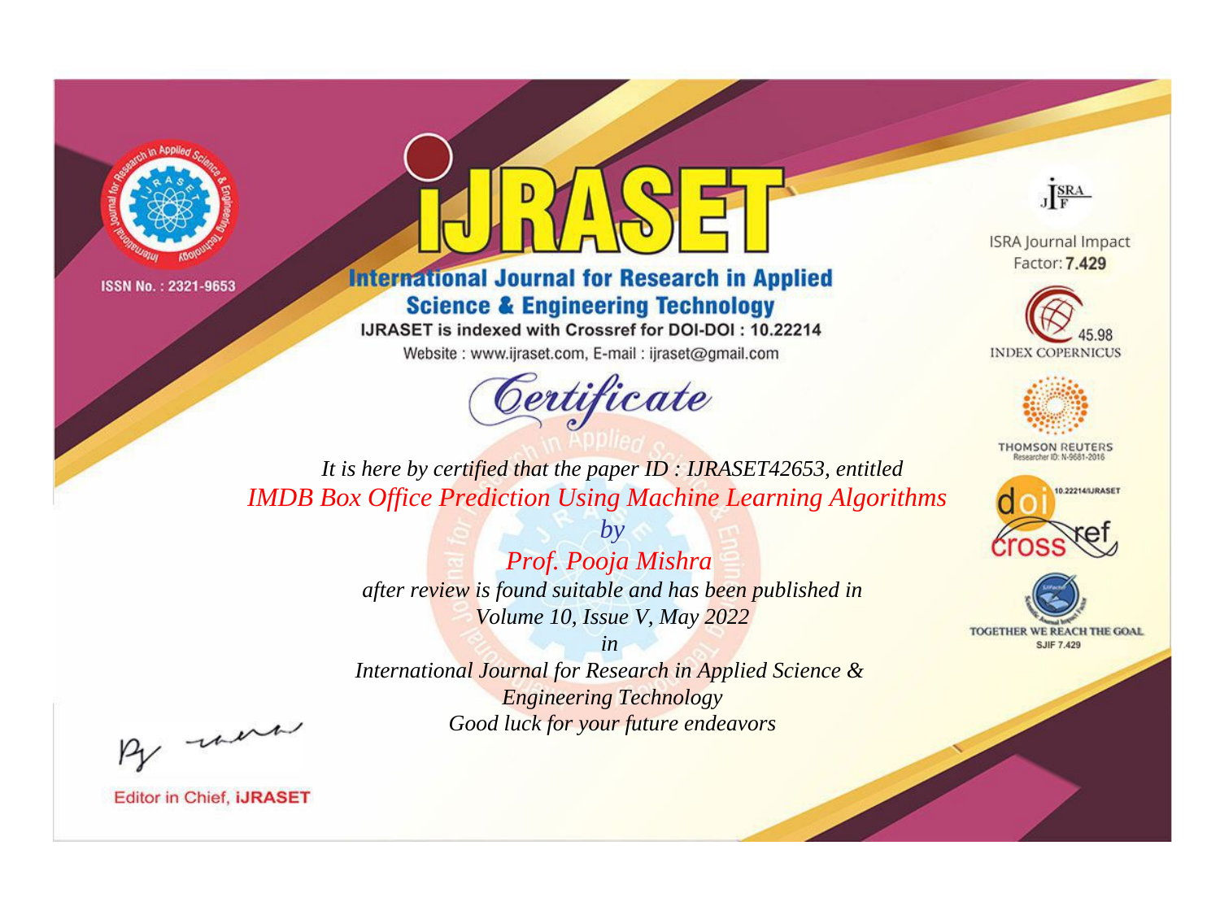ISSN No. : 2321-9653

# IJRASET

## International Journal for Research in Applied Science & Engineering Technology

IJRASET is indexed with Crossref for DOI-DOI : 10.22214

Website : www.ijraset.com, E-mail : ijraset@gmail.com

# *Certificate*

*It is here by certified that the paper ID : IJRASET42653, entitled*

*IMDB Box Office Prediction Using Machine Learning Algorithms*

*by*

*Prof. Pooja Mishra*

*after review is found suitable and has been published in*

*Volume 10, Issue V, May 2022*

*in*

*International Journal for Research in Applied Science & Engineering Technology*

*Good luck for your future endeavors*

ISRA Journal Impact Factor: **7.429**

45.98 INDEX COPERNICUS

THOMSON REUTERS Researcher ID: N-9681-2016

10.22214/IJRASET

TOGETHER WE REACH THE GOAL SJIF 7.429

Editor in Chief, **iJRASET**